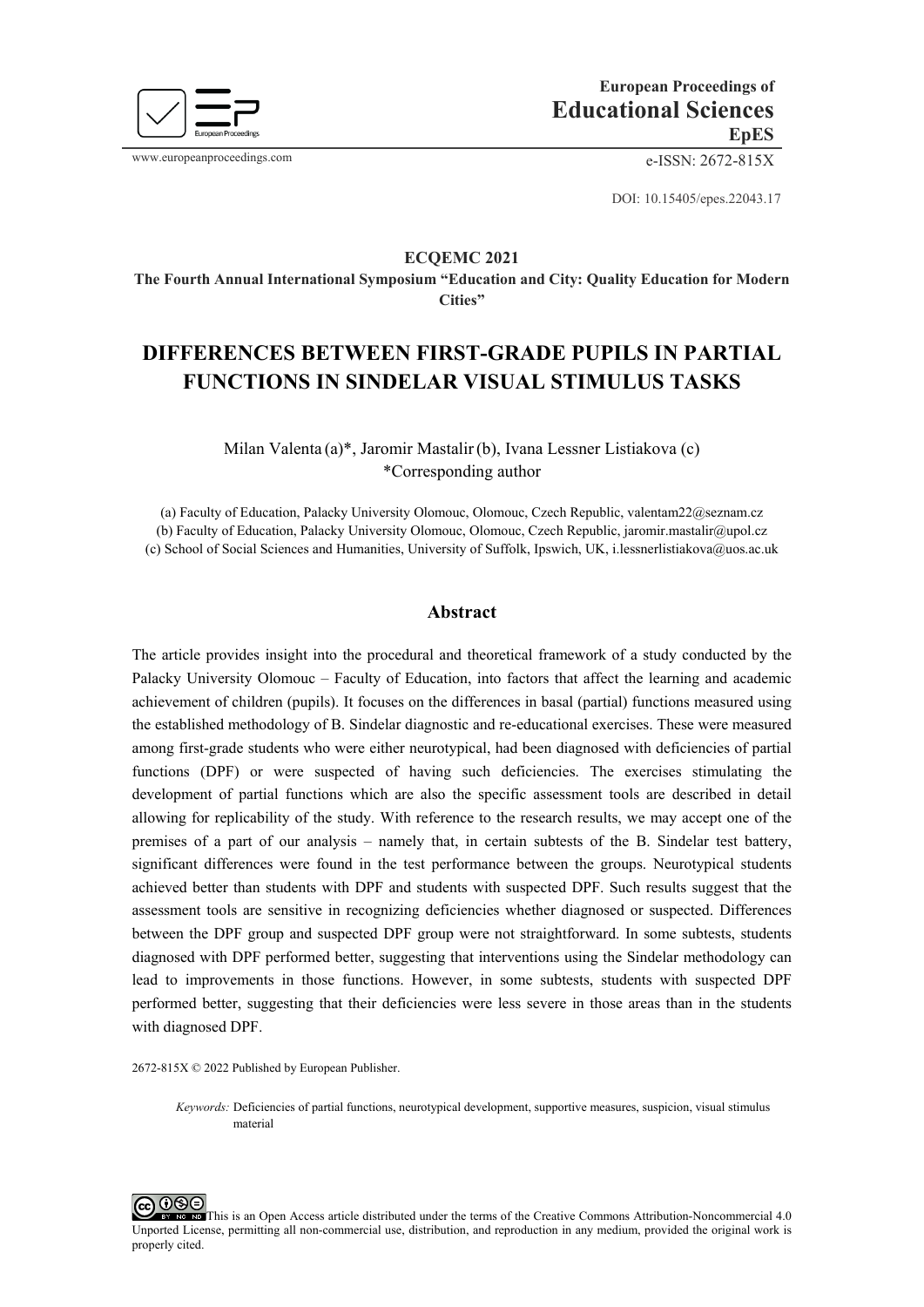European Proceedings of
**Educational Sciences**
**EpES**

www.europeanproceedings.com e-ISSN: 2672-815X

DOI: 10.15405/epes.22043.17

**ECQEMC 2021**
**The Fourth Annual International Symposium "Education and City: Quality Education for Modern Cities"**

# DIFFERENCES BETWEEN FIRST-GRADE PUPILS IN PARTIAL FUNCTIONS IN SINDELAR VISUAL STIMULUS TASKS

Milan Valenta (a)*, Jaromir Mastalir (b), Ivana Lessner Listiakova (c)
*Corresponding author

(a) Faculty of Education, Palacky University Olomouc, Olomouc, Czech Republic, valentam22@seznam.cz
(b) Faculty of Education, Palacky University Olomouc, Olomouc, Czech Republic, jaromir.mastalir@upol.cz
(c) School of Social Sciences and Humanities, University of Suffolk, Ipswich, UK, i.lessnerlistiakova@uos.ac.uk

## Abstract

The article provides insight into the procedural and theoretical framework of a study conducted by the Palacky University Olomouc – Faculty of Education, into factors that affect the learning and academic achievement of children (pupils). It focuses on the differences in basal (partial) functions measured using the established methodology of B. Sindelar diagnostic and re-educational exercises. These were measured among first-grade students who were either neurotypical, had been diagnosed with deficiencies of partial functions (DPF) or were suspected of having such deficiencies. The exercises stimulating the development of partial functions which are also the specific assessment tools are described in detail allowing for replicability of the study. With reference to the research results, we may accept one of the premises of a part of our analysis – namely that, in certain subtests of the B. Sindelar test battery, significant differences were found in the test performance between the groups. Neurotypical students achieved better than students with DPF and students with suspected DPF. Such results suggest that the assessment tools are sensitive in recognizing deficiencies whether diagnosed or suspected. Differences between the DPF group and suspected DPF group were not straightforward. In some subtests, students diagnosed with DPF performed better, suggesting that interventions using the Sindelar methodology can lead to improvements in those functions. However, in some subtests, students with suspected DPF performed better, suggesting that their deficiencies were less severe in those areas than in the students with diagnosed DPF.

2672-815X © 2022 Published by European Publisher.

*Keywords:* Deficiencies of partial functions, neurotypical development, supportive measures, suspicion, visual stimulus material

This is an Open Access article distributed under the terms of the Creative Commons Attribution-Noncommercial 4.0 Unported License, permitting all non-commercial use, distribution, and reproduction in any medium, provided the original work is properly cited.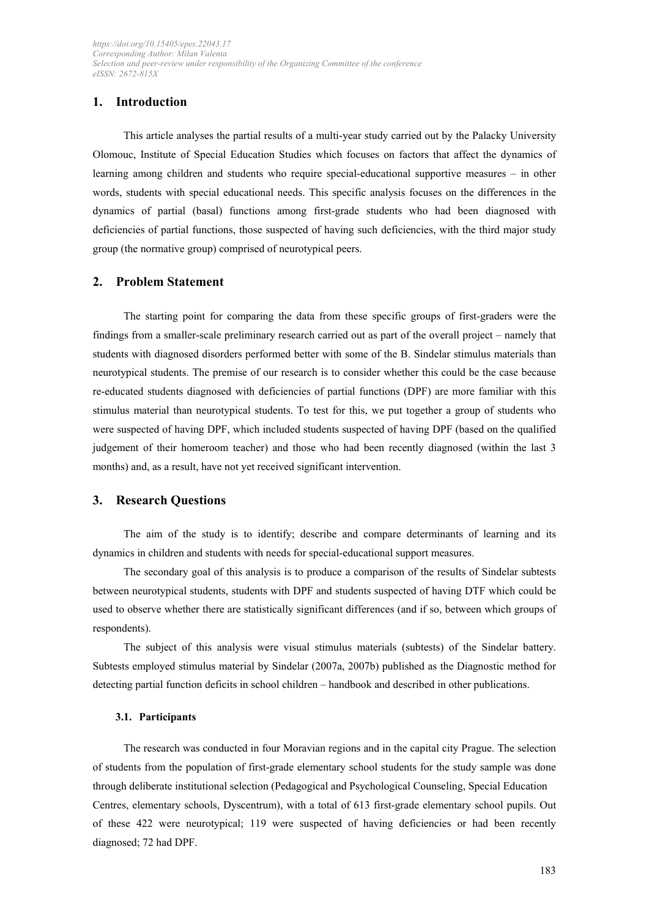## 1. Introduction

This article analyses the partial results of a multi-year study carried out by the Palacky University Olomouc, Institute of Special Education Studies which focuses on factors that affect the dynamics of learning among children and students who require special-educational supportive measures – in other words, students with special educational needs. This specific analysis focuses on the differences in the dynamics of partial (basal) functions among first-grade students who had been diagnosed with deficiencies of partial functions, those suspected of having such deficiencies, with the third major study group (the normative group) comprised of neurotypical peers.

## 2. Problem Statement

The starting point for comparing the data from these specific groups of first-graders were the findings from a smaller-scale preliminary research carried out as part of the overall project – namely that students with diagnosed disorders performed better with some of the B. Sindelar stimulus materials than neurotypical students. The premise of our research is to consider whether this could be the case because re-educated students diagnosed with deficiencies of partial functions (DPF) are more familiar with this stimulus material than neurotypical students. To test for this, we put together a group of students who were suspected of having DPF, which included students suspected of having DPF (based on the qualified judgement of their homeroom teacher) and those who had been recently diagnosed (within the last 3 months) and, as a result, have not yet received significant intervention.

## 3. Research Questions

The aim of the study is to identify; describe and compare determinants of learning and its dynamics in children and students with needs for special-educational support measures.

The secondary goal of this analysis is to produce a comparison of the results of Sindelar subtests between neurotypical students, students with DPF and students suspected of having DTF which could be used to observe whether there are statistically significant differences (and if so, between which groups of respondents).

The subject of this analysis were visual stimulus materials (subtests) of the Sindelar battery. Subtests employed stimulus material by Sindelar (2007a, 2007b) published as the Diagnostic method for detecting partial function deficits in school children – handbook and described in other publications.

### 3.1. Participants

The research was conducted in four Moravian regions and in the capital city Prague. The selection of students from the population of first-grade elementary school students for the study sample was done through deliberate institutional selection (Pedagogical and Psychological Counseling, Special Education Centres, elementary schools, Dyscentrum), with a total of 613 first-grade elementary school pupils. Out of these 422 were neurotypical; 119 were suspected of having deficiencies or had been recently diagnosed; 72 had DPF.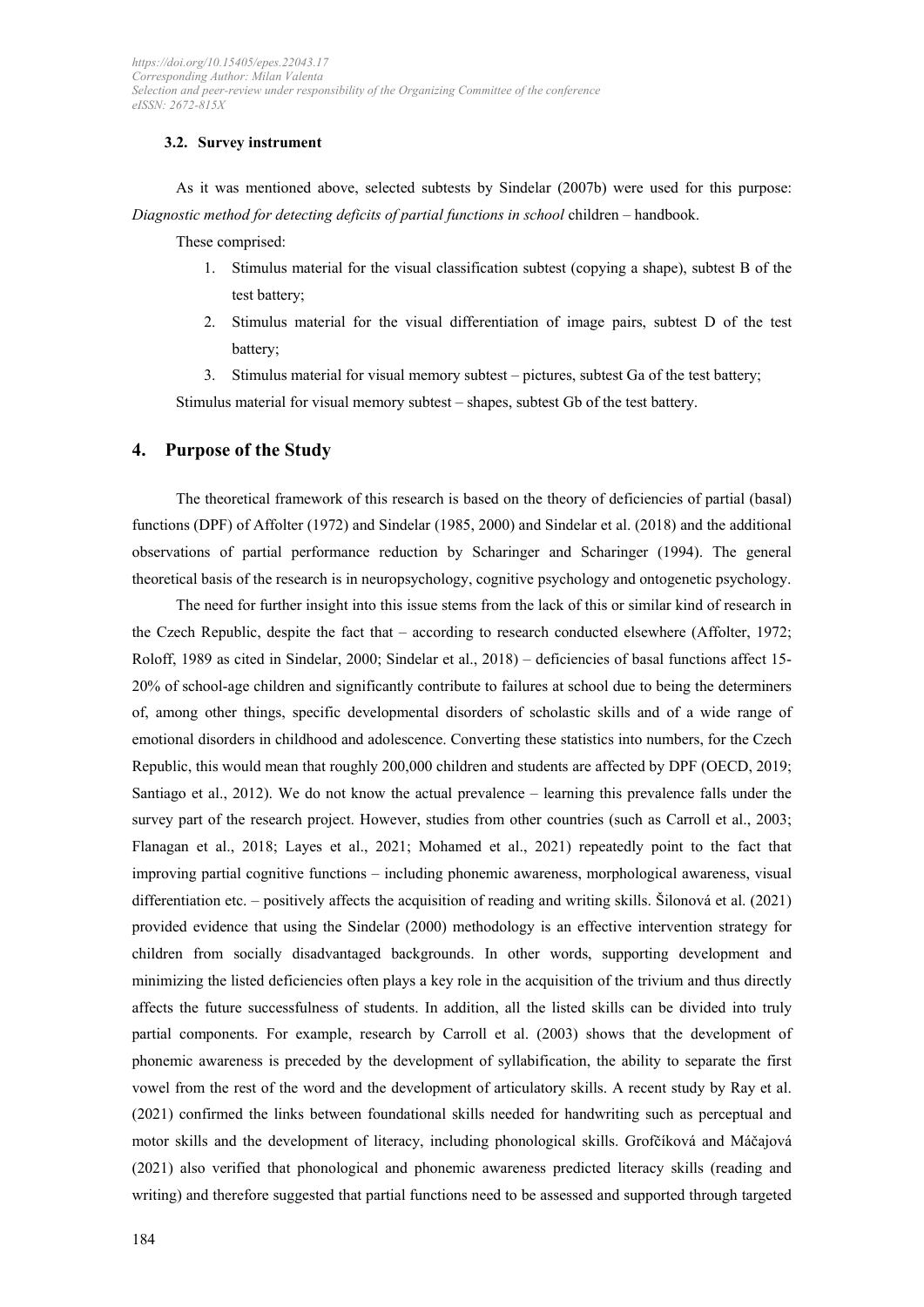### 3.2. Survey instrument

As it was mentioned above, selected subtests by Sindelar (2007b) were used for this purpose: *Diagnostic method for detecting deficits of partial functions in school* children – handbook.

These comprised:

1. Stimulus material for the visual classification subtest (copying a shape), subtest B of the test battery;
2. Stimulus material for the visual differentiation of image pairs, subtest D of the test battery;
3. Stimulus material for visual memory subtest – pictures, subtest Ga of the test battery;

Stimulus material for visual memory subtest – shapes, subtest Gb of the test battery.

## 4. Purpose of the Study

The theoretical framework of this research is based on the theory of deficiencies of partial (basal) functions (DPF) of Affolter (1972) and Sindelar (1985, 2000) and Sindelar et al. (2018) and the additional observations of partial performance reduction by Scharinger and Scharinger (1994). The general theoretical basis of the research is in neuropsychology, cognitive psychology and ontogenetic psychology.

The need for further insight into this issue stems from the lack of this or similar kind of research in the Czech Republic, despite the fact that – according to research conducted elsewhere (Affolter, 1972; Roloff, 1989 as cited in Sindelar, 2000; Sindelar et al., 2018) – deficiencies of basal functions affect 15-20% of school-age children and significantly contribute to failures at school due to being the determiners of, among other things, specific developmental disorders of scholastic skills and of a wide range of emotional disorders in childhood and adolescence. Converting these statistics into numbers, for the Czech Republic, this would mean that roughly 200,000 children and students are affected by DPF (OECD, 2019; Santiago et al., 2012). We do not know the actual prevalence – learning this prevalence falls under the survey part of the research project. However, studies from other countries (such as Carroll et al., 2003; Flanagan et al., 2018; Layes et al., 2021; Mohamed et al., 2021) repeatedly point to the fact that improving partial cognitive functions – including phonemic awareness, morphological awareness, visual differentiation etc. – positively affects the acquisition of reading and writing skills. Šilonová et al. (2021) provided evidence that using the Sindelar (2000) methodology is an effective intervention strategy for children from socially disadvantaged backgrounds. In other words, supporting development and minimizing the listed deficiencies often plays a key role in the acquisition of the trivium and thus directly affects the future successfulness of students. In addition, all the listed skills can be divided into truly partial components. For example, research by Carroll et al. (2003) shows that the development of phonemic awareness is preceded by the development of syllabification, the ability to separate the first vowel from the rest of the word and the development of articulatory skills. A recent study by Ray et al. (2021) confirmed the links between foundational skills needed for handwriting such as perceptual and motor skills and the development of literacy, including phonological skills. Grofčíková and Máčajová (2021) also verified that phonological and phonemic awareness predicted literacy skills (reading and writing) and therefore suggested that partial functions need to be assessed and supported through targeted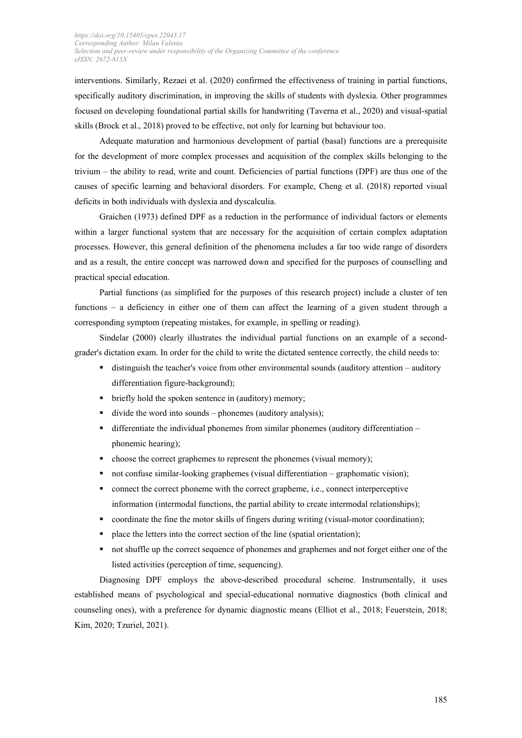interventions. Similarly, Rezaei et al. (2020) confirmed the effectiveness of training in partial functions, specifically auditory discrimination, in improving the skills of students with dyslexia. Other programmes focused on developing foundational partial skills for handwriting (Taverna et al., 2020) and visual-spatial skills (Brock et al., 2018) proved to be effective, not only for learning but behaviour too.

Adequate maturation and harmonious development of partial (basal) functions are a prerequisite for the development of more complex processes and acquisition of the complex skills belonging to the trivium – the ability to read, write and count. Deficiencies of partial functions (DPF) are thus one of the causes of specific learning and behavioral disorders. For example, Cheng et al. (2018) reported visual deficits in both individuals with dyslexia and dyscalculia.

Graichen (1973) defined DPF as a reduction in the performance of individual factors or elements within a larger functional system that are necessary for the acquisition of certain complex adaptation processes. However, this general definition of the phenomena includes a far too wide range of disorders and as a result, the entire concept was narrowed down and specified for the purposes of counselling and practical special education.

Partial functions (as simplified for the purposes of this research project) include a cluster of ten functions – a deficiency in either one of them can affect the learning of a given student through a corresponding symptom (repeating mistakes, for example, in spelling or reading).

Sindelar (2000) clearly illustrates the individual partial functions on an example of a second-grader's dictation exam. In order for the child to write the dictated sentence correctly, the child needs to:

- distinguish the teacher's voice from other environmental sounds (auditory attention – auditory differentiation figure-background);
- briefly hold the spoken sentence in (auditory) memory;
- divide the word into sounds – phonemes (auditory analysis);
- differentiate the individual phonemes from similar phonemes (auditory differentiation – phonemic hearing);
- choose the correct graphemes to represent the phonemes (visual memory);
- not confuse similar-looking graphemes (visual differentiation – graphomatic vision);
- connect the correct phoneme with the correct grapheme, i.e., connect interperceptive information (intermodal functions, the partial ability to create intermodal relationships);
- coordinate the fine the motor skills of fingers during writing (visual-motor coordination);
- place the letters into the correct section of the line (spatial orientation);
- not shuffle up the correct sequence of phonemes and graphemes and not forget either one of the listed activities (perception of time, sequencing).

Diagnosing DPF employs the above-described procedural scheme. Instrumentally, it uses established means of psychological and special-educational normative diagnostics (both clinical and counseling ones), with a preference for dynamic diagnostic means (Elliot et al., 2018; Feuerstein, 2018; Kim, 2020; Tzuriel, 2021).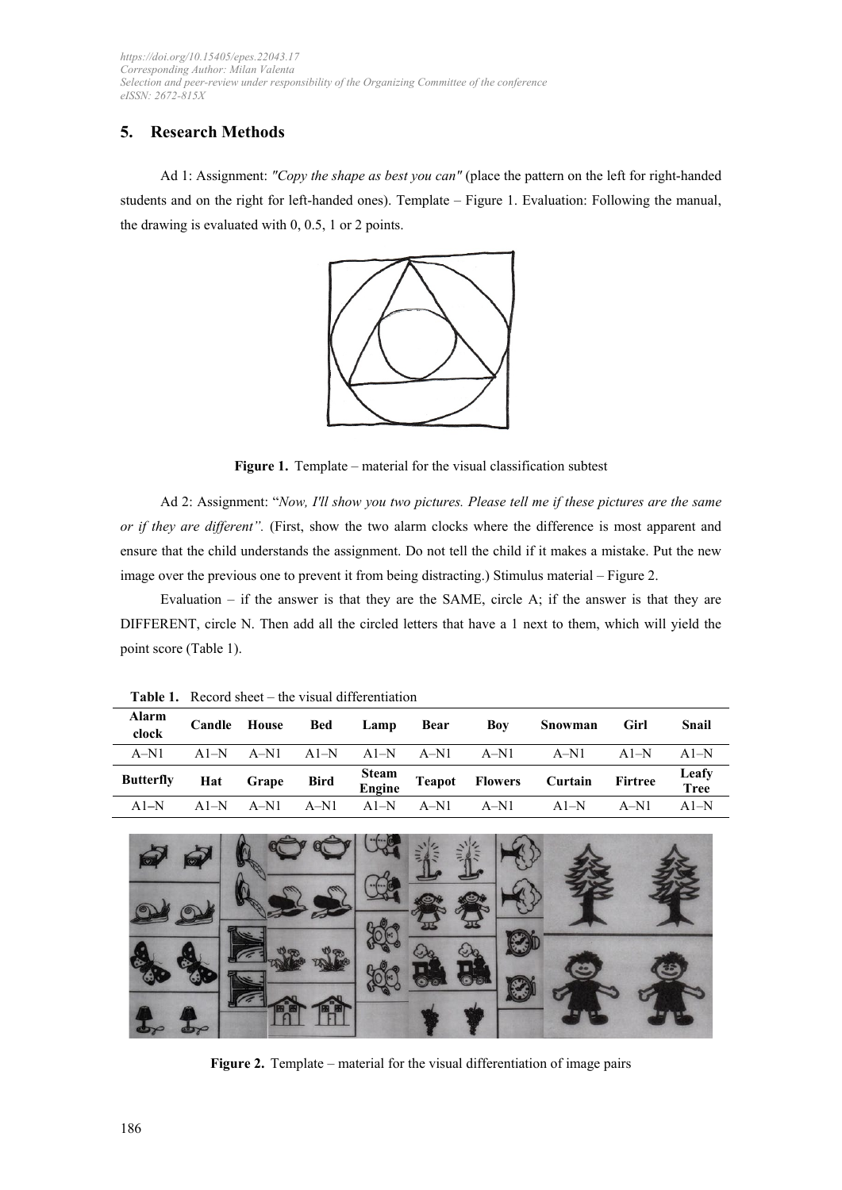## 5. Research Methods

Ad 1: Assignment: *"Copy the shape as best you can"* (place the pattern on the left for right-handed students and on the right for left-handed ones). Template – Figure 1. Evaluation: Following the manual, the drawing is evaluated with 0, 0.5, 1 or 2 points.

**Figure 1.** Template – material for the visual classification subtest

Ad 2: Assignment: "*Now, I'll show you two pictures. Please tell me if these pictures are the same or if they are different".* (First, show the two alarm clocks where the difference is most apparent and ensure that the child understands the assignment. Do not tell the child if it makes a mistake. Put the new image over the previous one to prevent it from being distracting.) Stimulus material – Figure 2.

Evaluation – if the answer is that they are the SAME, circle A; if the answer is that they are DIFFERENT, circle N. Then add all the circled letters that have a 1 next to them, which will yield the point score (Table 1).

**Table 1.** Record sheet – the visual differentiation

| **Alarm clock** | **Candle** | **House** | **Bed** | **Lamp** | **Bear** | **Boy** | **Snowman** | **Girl** | **Snail** |
|---|---|---|---|---|---|---|---|---|---|
| A–N1 | A1–N | A–N1 | A1–N | A1–N | A–N1 | A–N1 | A–N1 | A1–N | A1–N |
| **Butterfly** | **Hat** | **Grape** | **Bird** | **Steam Engine** | **Teapot** | **Flowers** | **Curtain** | **Firtree** | **Leafy Tree** |
| A1–N | A1–N | A–N1 | A–N1 | A1–N | A–N1 | A–N1 | A1–N | A–N1 | A1–N |

**Figure 2.** Template – material for the visual differentiation of image pairs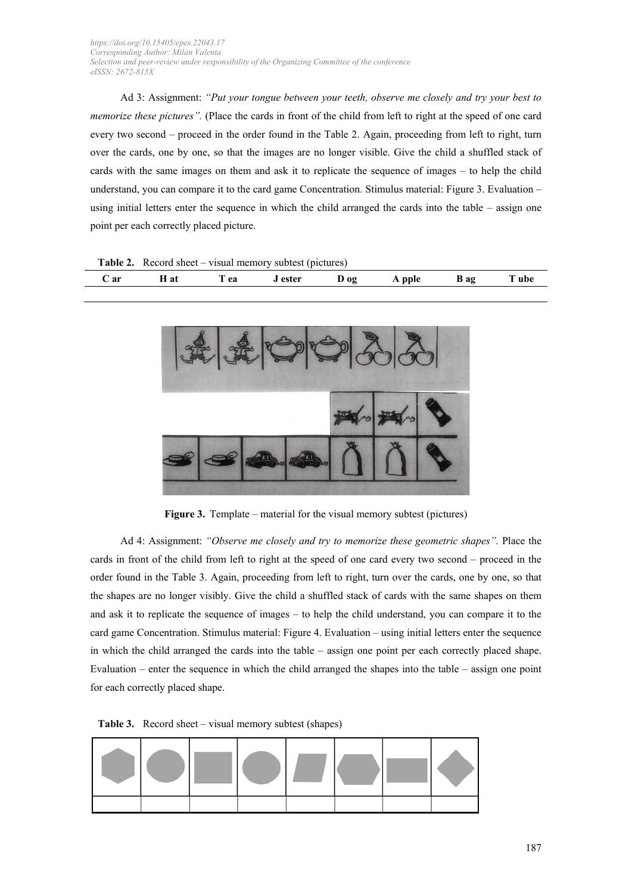Ad 3: Assignment: *"Put your tongue between your teeth, observe me closely and try your best to memorize these pictures".* (Place the cards in front of the child from left to right at the speed of one card every two second – proceed in the order found in the Table 2. Again, proceeding from left to right, turn over the cards, one by one, so that the images are no longer visible. Give the child a shuffled stack of cards with the same images on them and ask it to replicate the sequence of images – to help the child understand, you can compare it to the card game Concentration. Stimulus material: Figure 3. Evaluation – using initial letters enter the sequence in which the child arranged the cards into the table – assign one point per each correctly placed picture.

**Table 2.** Record sheet – visual memory subtest (pictures)

| C ar | H at | T ea | J ester | D og | A pple | B ag | T ube |
|---|---|---|---|---|---|---|---|
| | | | | | | | |

**Figure 3.** Template – material for the visual memory subtest (pictures)

Ad 4: Assignment: *"Observe me closely and try to memorize these geometric shapes".* Place the cards in front of the child from left to right at the speed of one card every two second – proceed in the order found in the Table 3. Again, proceeding from left to right, turn over the cards, one by one, so that the shapes are no longer visibly. Give the child a shuffled stack of cards with the same shapes on them and ask it to replicate the sequence of images – to help the child understand, you can compare it to the card game Concentration. Stimulus material: Figure 4. Evaluation – using initial letters enter the sequence in which the child arranged the cards into the table – assign one point per each correctly placed shape. Evaluation – enter the sequence in which the child arranged the shapes into the table – assign one point for each correctly placed shape.

**Table 3.** Record sheet – visual memory subtest (shapes)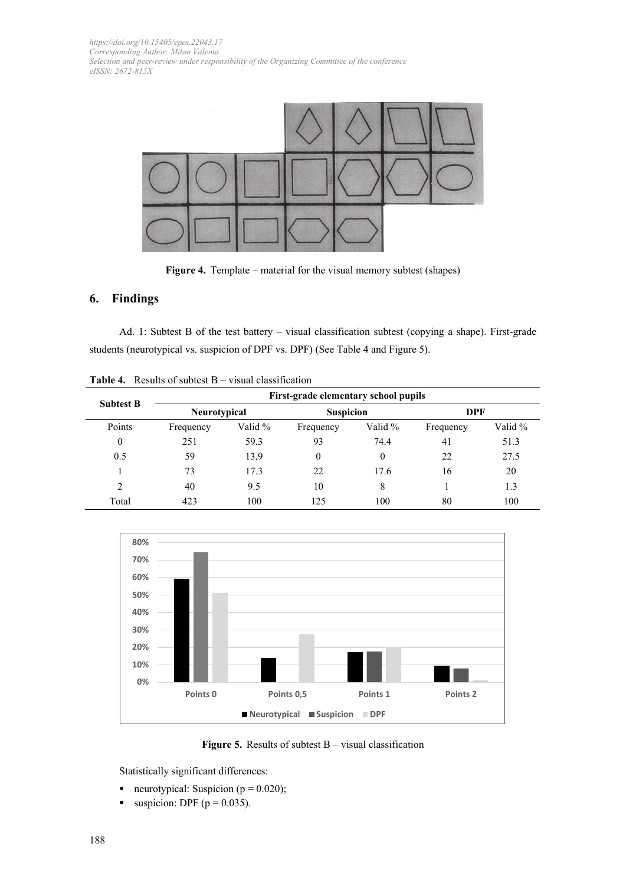Figure 4. Template – material for the visual memory subtest (shapes)

## 6. Findings

Ad. 1: Subtest B of the test battery – visual classification subtest (copying a shape). First-grade students (neurotypical vs. suspicion of DPF vs. DPF) (See Table 4 and Figure 5).

**Table 4.** Results of subtest B – visual classification

| Subtest B | First-grade elementary school pupils | | | | | |
|---|---|---|---|---|---|---|
| | Neurotypical | | Suspicion | | DPF | |
| Points | Frequency | Valid % | Frequency | Valid % | Frequency | Valid % |
| 0 | 251 | 59.3 | 93 | 74.4 | 41 | 51.3 |
| 0.5 | 59 | 13,9 | 0 | 0 | 22 | 27.5 |
| 1 | 73 | 17.3 | 22 | 17.6 | 16 | 20 |
| 2 | 40 | 9.5 | 10 | 8 | 1 | 1.3 |
| Total | 423 | 100 | 125 | 100 | 80 | 100 |

**Figure 5.** Results of subtest B – visual classification

Statistically significant differences:

- neurotypical: Suspicion ($p = 0.020$);
- suspicion: DPF ($p = 0.035$).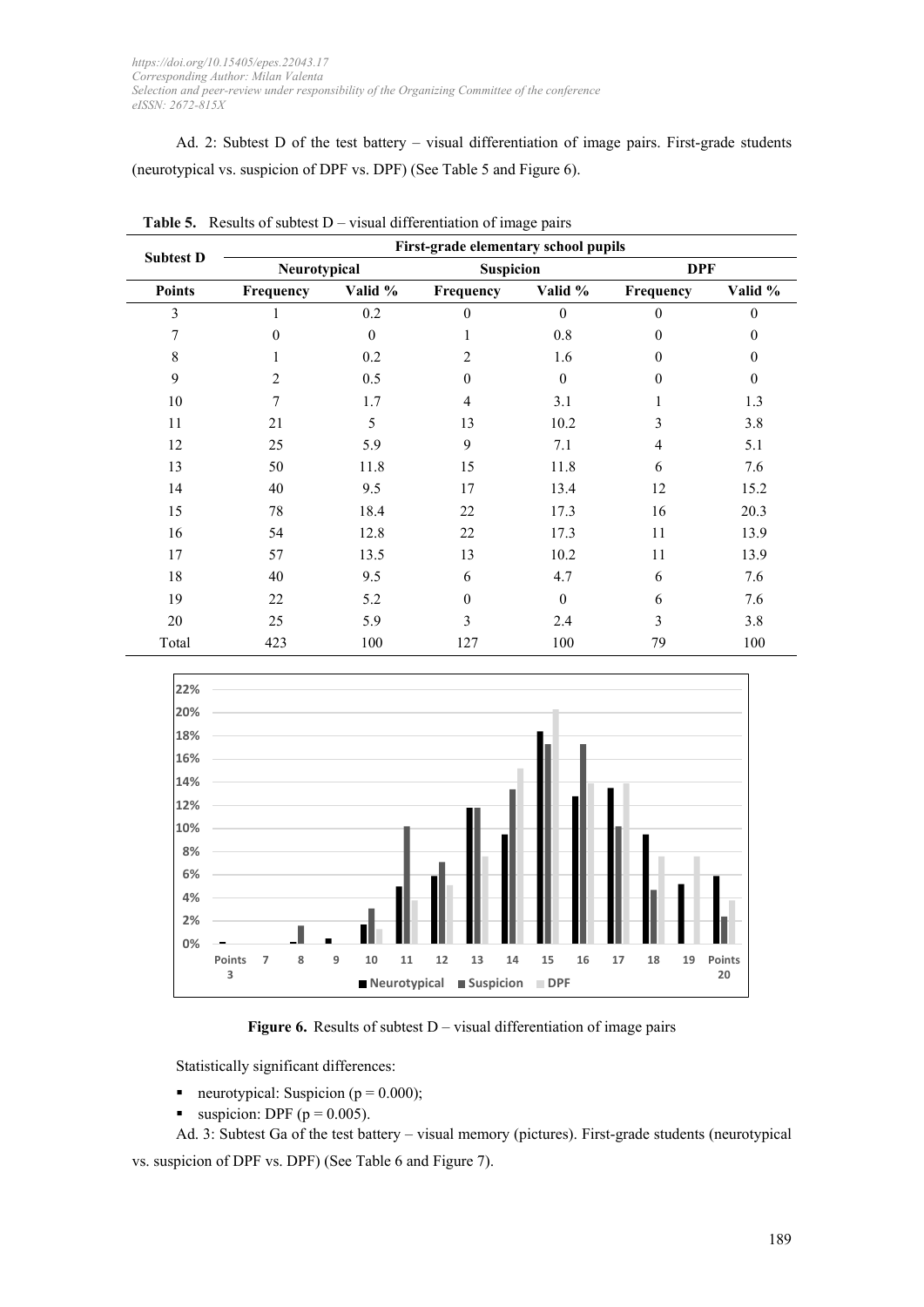Ad. 2: Subtest D of the test battery – visual differentiation of image pairs. First-grade students (neurotypical vs. suspicion of DPF vs. DPF) (See Table 5 and Figure 6).

**Table 5.** Results of subtest D – visual differentiation of image pairs

| Subtest D | First-grade elementary school pupils | | | | | |
|---|---|---|---|---|---|---|
| | Neurotypical | | Suspicion | | DPF | |
| **Points** | **Frequency** | **Valid %** | **Frequency** | **Valid %** | **Frequency** | **Valid %** |
| 3 | 1 | 0.2 | 0 | 0 | 0 | 0 |
| 7 | 0 | 0 | 1 | 0.8 | 0 | 0 |
| 8 | 1 | 0.2 | 2 | 1.6 | 0 | 0 |
| 9 | 2 | 0.5 | 0 | 0 | 0 | 0 |
| 10 | 7 | 1.7 | 4 | 3.1 | 1 | 1.3 |
| 11 | 21 | 5 | 13 | 10.2 | 3 | 3.8 |
| 12 | 25 | 5.9 | 9 | 7.1 | 4 | 5.1 |
| 13 | 50 | 11.8 | 15 | 11.8 | 6 | 7.6 |
| 14 | 40 | 9.5 | 17 | 13.4 | 12 | 15.2 |
| 15 | 78 | 18.4 | 22 | 17.3 | 16 | 20.3 |
| 16 | 54 | 12.8 | 22 | 17.3 | 11 | 13.9 |
| 17 | 57 | 13.5 | 13 | 10.2 | 11 | 13.9 |
| 18 | 40 | 9.5 | 6 | 4.7 | 6 | 7.6 |
| 19 | 22 | 5.2 | 0 | 0 | 6 | 7.6 |
| 20 | 25 | 5.9 | 3 | 2.4 | 3 | 3.8 |
| Total | 423 | 100 | 127 | 100 | 79 | 100 |

**Figure 6.** Results of subtest D – visual differentiation of image pairs

Statistically significant differences:

- neurotypical: Suspicion ($p = 0.000$);
- suspicion: DPF ($p = 0.005$).

Ad. 3: Subtest Ga of the test battery – visual memory (pictures). First-grade students (neurotypical vs. suspicion of DPF vs. DPF) (See Table 6 and Figure 7).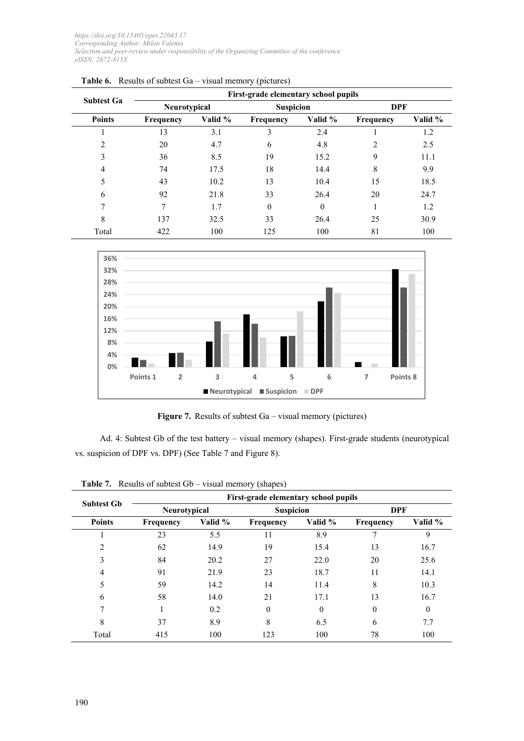**Table 6.** Results of subtest Ga – visual memory (pictures)

| Subtest Ga | First-grade elementary school pupils | | | | | |
|---|---|---|---|---|---|---|
| | Neurotypical | | Suspicion | | DPF | |
| Points | Frequency | Valid % | Frequency | Valid % | Frequency | Valid % |
| 1 | 13 | 3.1 | 3 | 2.4 | 1 | 1.2 |
| 2 | 20 | 4.7 | 6 | 4.8 | 2 | 2.5 |
| 3 | 36 | 8.5 | 19 | 15.2 | 9 | 11.1 |
| 4 | 74 | 17.5 | 18 | 14.4 | 8 | 9.9 |
| 5 | 43 | 10.2 | 13 | 10.4 | 15 | 18.5 |
| 6 | 92 | 21.8 | 33 | 26.4 | 20 | 24.7 |
| 7 | 7 | 1.7 | 0 | 0 | 1 | 1.2 |
| 8 | 137 | 32.5 | 33 | 26.4 | 25 | 30.9 |
| Total | 422 | 100 | 125 | 100 | 81 | 100 |

**Figure 7.** Results of subtest Ga – visual memory (pictures)

Ad. 4: Subtest Gb of the test battery – visual memory (shapes). First-grade students (neurotypical vs. suspicion of DPF vs. DPF) (See Table 7 and Figure 8).

**Table 7.** Results of subtest Gb – visual memory (shapes)

| Subtest Gb | First-grade elementary school pupils | | | | | |
|---|---|---|---|---|---|---|
| | Neurotypical | | Suspicion | | DPF | |
| Points | Frequency | Valid % | Frequency | Valid % | Frequency | Valid % |
| 1 | 23 | 5.5 | 11 | 8.9 | 7 | 9 |
| 2 | 62 | 14.9 | 19 | 15.4 | 13 | 16.7 |
| 3 | 84 | 20.2 | 27 | 22.0 | 20 | 25.6 |
| 4 | 91 | 21.9 | 23 | 18.7 | 11 | 14.1 |
| 5 | 59 | 14.2 | 14 | 11.4 | 8 | 10.3 |
| 6 | 58 | 14.0 | 21 | 17.1 | 13 | 16.7 |
| 7 | 1 | 0.2 | 0 | 0 | 0 | 0 |
| 8 | 37 | 8.9 | 8 | 6.5 | 6 | 7.7 |
| Total | 415 | 100 | 123 | 100 | 78 | 100 |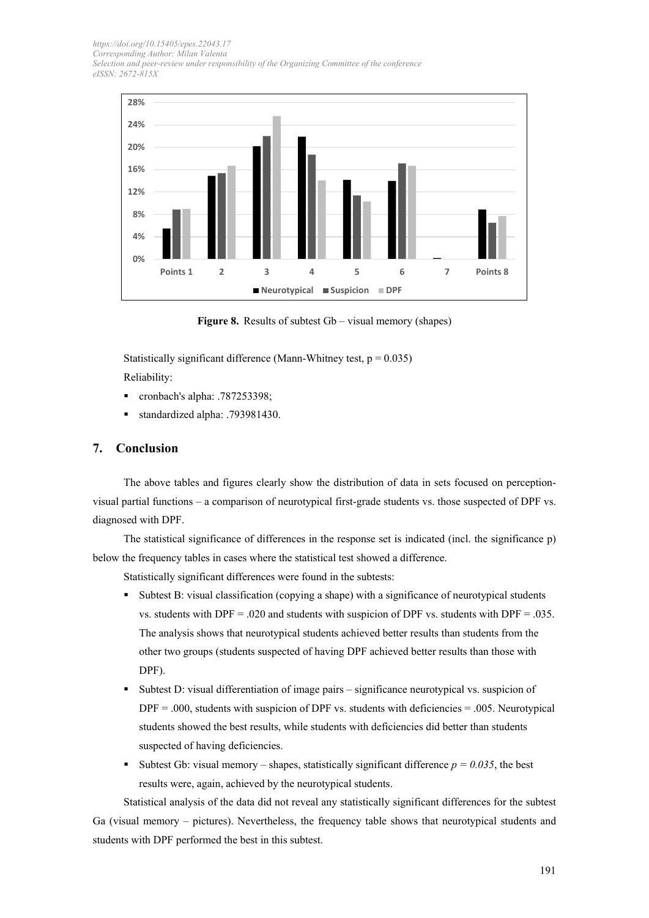**Figure 8.** Results of subtest Gb – visual memory (shapes)

Statistically significant difference (Mann-Whitney test, $p = 0.035$)

Reliability:

- cronbach's alpha: .787253398;
- standardized alpha: .793981430.

## 7. Conclusion

The above tables and figures clearly show the distribution of data in sets focused on perception-visual partial functions – a comparison of neurotypical first-grade students vs. those suspected of DPF vs. diagnosed with DPF.

The statistical significance of differences in the response set is indicated (incl. the significance p) below the frequency tables in cases where the statistical test showed a difference.

Statistically significant differences were found in the subtests:

- Subtest B: visual classification (copying a shape) with a significance of neurotypical students vs. students with DPF = .020 and students with suspicion of DPF vs. students with DPF = .035. The analysis shows that neurotypical students achieved better results than students from the other two groups (students suspected of having DPF achieved better results than those with DPF).
- Subtest D: visual differentiation of image pairs – significance neurotypical vs. suspicion of DPF = .000, students with suspicion of DPF vs. students with deficiencies = .005. Neurotypical students showed the best results, while students with deficiencies did better than students suspected of having deficiencies.
- Subtest Gb: visual memory – shapes, statistically significant difference $p = 0.035$, the best results were, again, achieved by the neurotypical students.

Statistical analysis of the data did not reveal any statistically significant differences for the subtest Ga (visual memory – pictures). Nevertheless, the frequency table shows that neurotypical students and students with DPF performed the best in this subtest.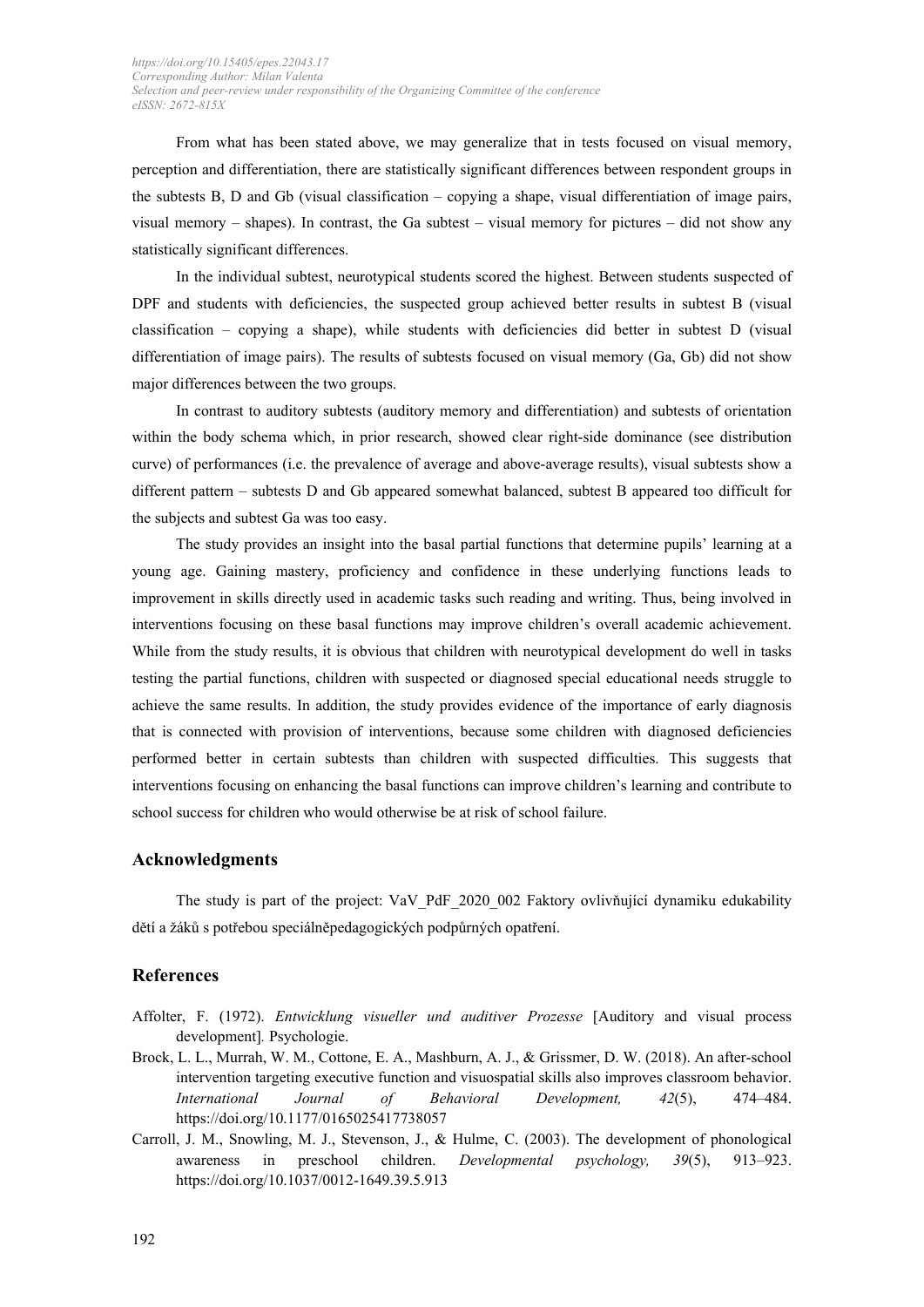From what has been stated above, we may generalize that in tests focused on visual memory, perception and differentiation, there are statistically significant differences between respondent groups in the subtests B, D and Gb (visual classification – copying a shape, visual differentiation of image pairs, visual memory – shapes). In contrast, the Ga subtest – visual memory for pictures – did not show any statistically significant differences.

In the individual subtest, neurotypical students scored the highest. Between students suspected of DPF and students with deficiencies, the suspected group achieved better results in subtest B (visual classification – copying a shape), while students with deficiencies did better in subtest D (visual differentiation of image pairs). The results of subtests focused on visual memory (Ga, Gb) did not show major differences between the two groups.

In contrast to auditory subtests (auditory memory and differentiation) and subtests of orientation within the body schema which, in prior research, showed clear right-side dominance (see distribution curve) of performances (i.e. the prevalence of average and above-average results), visual subtests show a different pattern – subtests D and Gb appeared somewhat balanced, subtest B appeared too difficult for the subjects and subtest Ga was too easy.

The study provides an insight into the basal partial functions that determine pupils' learning at a young age. Gaining mastery, proficiency and confidence in these underlying functions leads to improvement in skills directly used in academic tasks such reading and writing. Thus, being involved in interventions focusing on these basal functions may improve children's overall academic achievement. While from the study results, it is obvious that children with neurotypical development do well in tasks testing the partial functions, children with suspected or diagnosed special educational needs struggle to achieve the same results. In addition, the study provides evidence of the importance of early diagnosis that is connected with provision of interventions, because some children with diagnosed deficiencies performed better in certain subtests than children with suspected difficulties. This suggests that interventions focusing on enhancing the basal functions can improve children's learning and contribute to school success for children who would otherwise be at risk of school failure.

## Acknowledgments

The study is part of the project: VaV_PdF_2020_002 Faktory ovlivňující dynamiku edukability dětí a žáků s potřebou speciálněpedagogických podpůrných opatření.

## References

Affolter, F. (1972). *Entwicklung visueller und auditiver Prozesse* [Auditory and visual process development]. Psychologie.

Brock, L. L., Murrah, W. M., Cottone, E. A., Mashburn, A. J., & Grissmer, D. W. (2018). An after-school intervention targeting executive function and visuospatial skills also improves classroom behavior. *International Journal of Behavioral Development, 42*(5), 474–484. https://doi.org/10.1177/0165025417738057

Carroll, J. M., Snowling, M. J., Stevenson, J., & Hulme, C. (2003). The development of phonological awareness in preschool children. *Developmental psychology, 39*(5), 913–923. https://doi.org/10.1037/0012-1649.39.5.913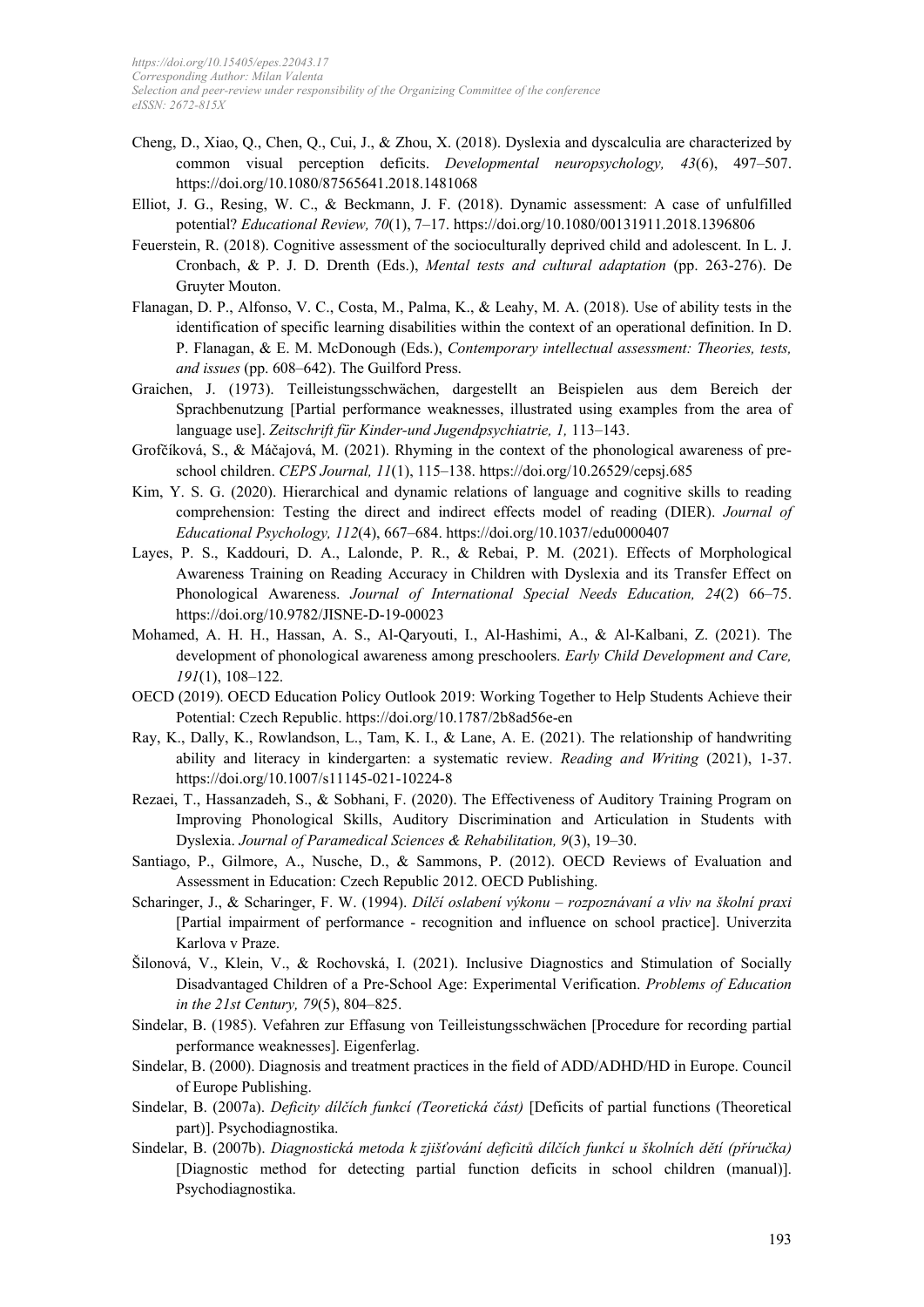Cheng, D., Xiao, Q., Chen, Q., Cui, J., & Zhou, X. (2018). Dyslexia and dyscalculia are characterized by common visual perception deficits. *Developmental neuropsychology, 43*(6), 497–507. https://doi.org/10.1080/87565641.2018.1481068

Elliot, J. G., Resing, W. C., & Beckmann, J. F. (2018). Dynamic assessment: A case of unfulfilled potential? *Educational Review, 70*(1), 7–17. https://doi.org/10.1080/00131911.2018.1396806

Feuerstein, R. (2018). Cognitive assessment of the socioculturally deprived child and adolescent. In L. J. Cronbach, & P. J. D. Drenth (Eds.), *Mental tests and cultural adaptation* (pp. 263-276). De Gruyter Mouton.

Flanagan, D. P., Alfonso, V. C., Costa, M., Palma, K., & Leahy, M. A. (2018). Use of ability tests in the identification of specific learning disabilities within the context of an operational definition. In D. P. Flanagan, & E. M. McDonough (Eds.), *Contemporary intellectual assessment: Theories, tests, and issues* (pp. 608–642). The Guilford Press.

Graichen, J. (1973). Teilleistungsschwächen, dargestellt an Beispielen aus dem Bereich der Sprachbenutzung [Partial performance weaknesses, illustrated using examples from the area of language use]. *Zeitschrift für Kinder-und Jugendpsychiatrie, 1,* 113–143.

Grofčíková, S., & Máčajová, M. (2021). Rhyming in the context of the phonological awareness of pre-school children. *CEPS Journal, 11*(1), 115–138. https://doi.org/10.26529/cepsj.685

Kim, Y. S. G. (2020). Hierarchical and dynamic relations of language and cognitive skills to reading comprehension: Testing the direct and indirect effects model of reading (DIER). *Journal of Educational Psychology, 112*(4), 667–684. https://doi.org/10.1037/edu0000407

Layes, P. S., Kaddouri, D. A., Lalonde, P. R., & Rebai, P. M. (2021). Effects of Morphological Awareness Training on Reading Accuracy in Children with Dyslexia and its Transfer Effect on Phonological Awareness. *Journal of International Special Needs Education, 24*(2) 66–75. https://doi.org/10.9782/JISNE-D-19-00023

Mohamed, A. H. H., Hassan, A. S., Al-Qaryouti, I., Al-Hashimi, A., & Al-Kalbani, Z. (2021). The development of phonological awareness among preschoolers. *Early Child Development and Care, 191*(1), 108–122.

OECD (2019). OECD Education Policy Outlook 2019: Working Together to Help Students Achieve their Potential: Czech Republic. https://doi.org/10.1787/2b8ad56e-en

Ray, K., Dally, K., Rowlandson, L., Tam, K. I., & Lane, A. E. (2021). The relationship of handwriting ability and literacy in kindergarten: a systematic review. *Reading and Writing* (2021), 1-37. https://doi.org/10.1007/s11145-021-10224-8

Rezaei, T., Hassanzadeh, S., & Sobhani, F. (2020). The Effectiveness of Auditory Training Program on Improving Phonological Skills, Auditory Discrimination and Articulation in Students with Dyslexia. *Journal of Paramedical Sciences & Rehabilitation, 9*(3), 19–30.

Santiago, P., Gilmore, A., Nusche, D., & Sammons, P. (2012). OECD Reviews of Evaluation and Assessment in Education: Czech Republic 2012. OECD Publishing.

Scharinger, J., & Scharinger, F. W. (1994). *Dílčí oslabení výkonu – rozpoznávaní a vliv na školní praxi* [Partial impairment of performance - recognition and influence on school practice]. Univerzita Karlova v Praze.

Šilonová, V., Klein, V., & Rochovská, I. (2021). Inclusive Diagnostics and Stimulation of Socially Disadvantaged Children of a Pre-School Age: Experimental Verification. *Problems of Education in the 21st Century, 79*(5), 804–825.

Sindelar, B. (1985). Vefahren zur Effasung von Teilleistungsschwächen [Procedure for recording partial performance weaknesses]. Eigenferlag.

Sindelar, B. (2000). Diagnosis and treatment practices in the field of ADD/ADHD/HD in Europe. Council of Europe Publishing.

Sindelar, B. (2007a). *Deficity dílčích funkcí (Teoretická část)* [Deficits of partial functions (Theoretical part)]. Psychodiagnostika.

Sindelar, B. (2007b). *Diagnostická metoda k zjišťování deficitů dílčích funkcí u školních dětí (příručka)* [Diagnostic method for detecting partial function deficits in school children (manual)]. Psychodiagnostika.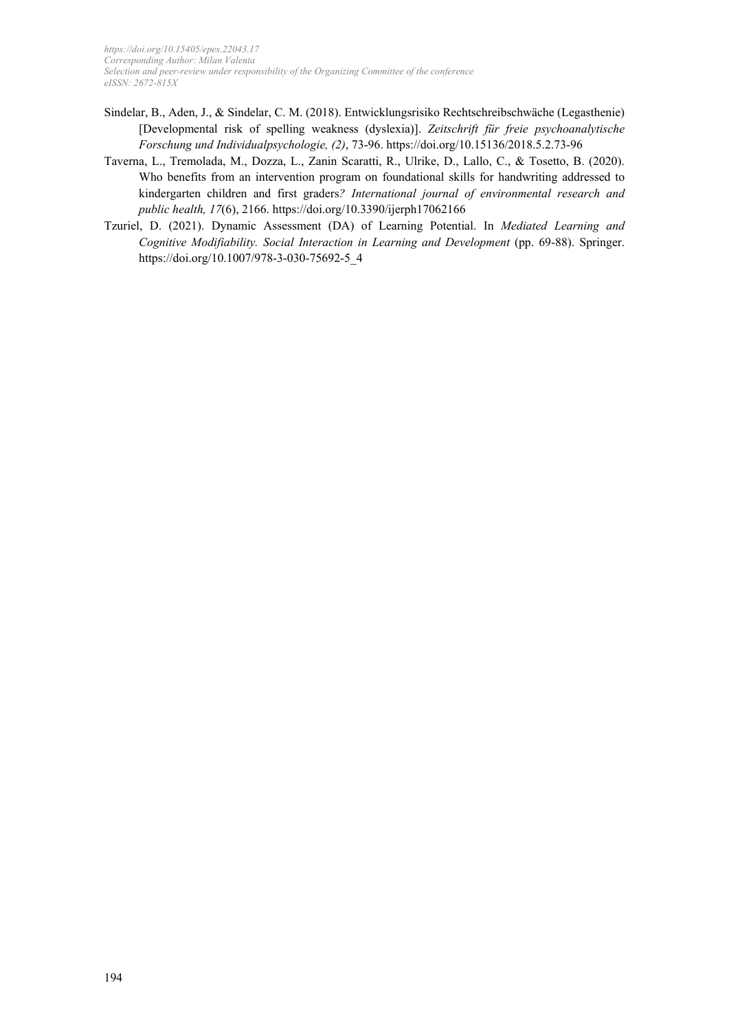Sindelar, B., Aden, J., & Sindelar, C. M. (2018). Entwicklungsrisiko Rechtschreibschwäche (Legasthenie) [Developmental risk of spelling weakness (dyslexia)]. *Zeitschrift für freie psychoanalytische Forschung und Individualpsychologie, (2)*, 73-96. https://doi.org/10.15136/2018.5.2.73-96

Taverna, L., Tremolada, M., Dozza, L., Zanin Scaratti, R., Ulrike, D., Lallo, C., & Tosetto, B. (2020). Who benefits from an intervention program on foundational skills for handwriting addressed to kindergarten children and first graders*? International journal of environmental research and public health, 17*(6), 2166. https://doi.org/10.3390/ijerph17062166

Tzuriel, D. (2021). Dynamic Assessment (DA) of Learning Potential. In *Mediated Learning and Cognitive Modifiability. Social Interaction in Learning and Development* (pp. 69-88). Springer. https://doi.org/10.1007/978-3-030-75692-5_4